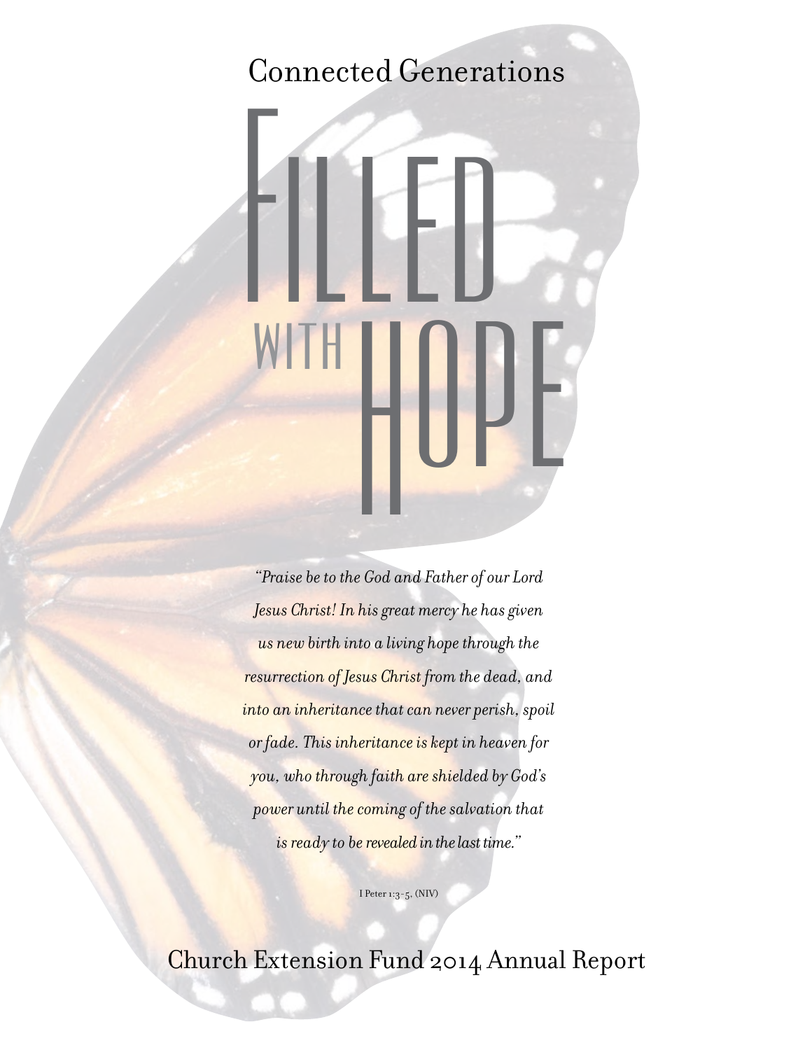Connected Generations

# Filled with Hope

*"Praise be to the God and Father of our Lord Jesus Christ! In his great mercy he has given us new birth into a living hope through the resurrection of Jesus Christ from the dead, and into an inheritance that can never perish, spoil or fade. This inheritance is kept in heaven for you, who through faith are shielded by God's power until the coming of the salvation that is ready to be revealed in the last time."*

I Peter 1:3-5, (NIV)

Church Extension Fund 2014 Annual Report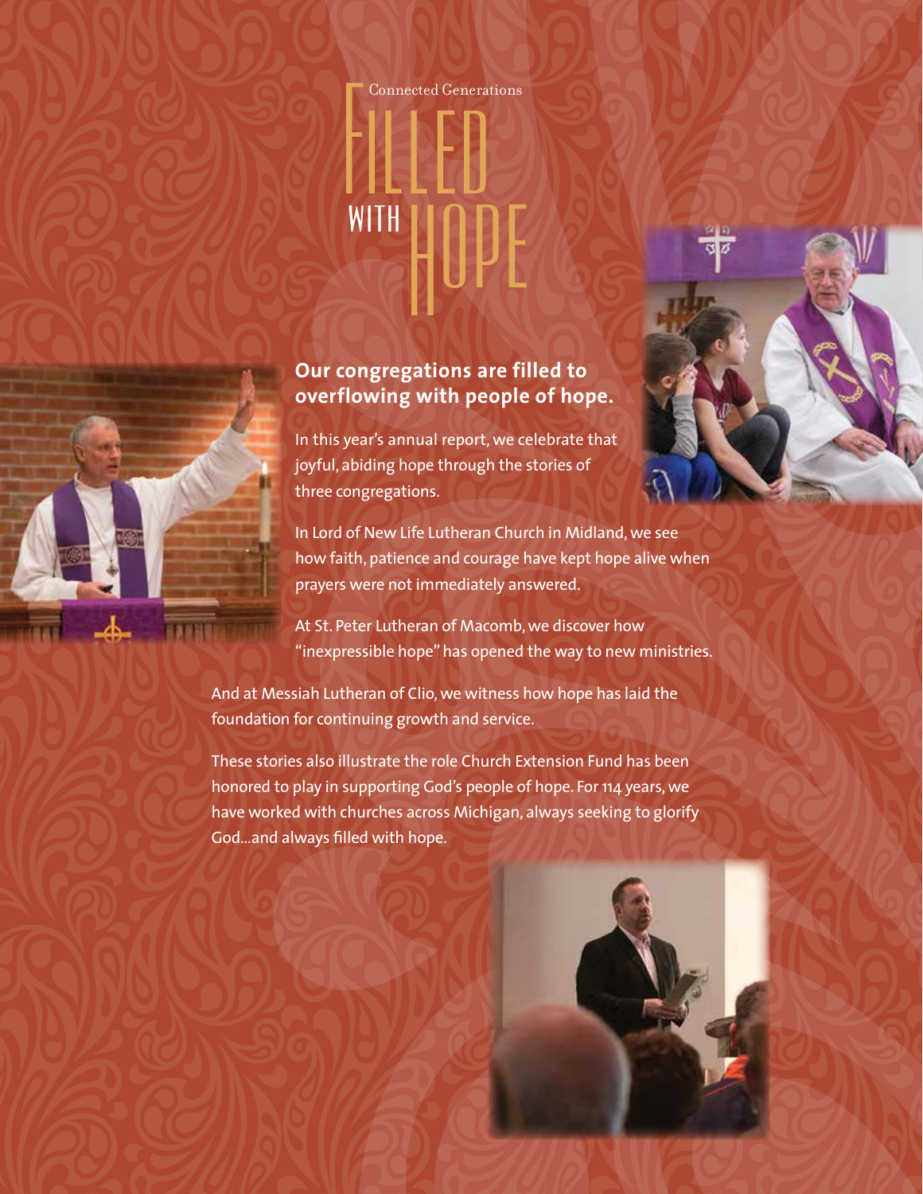Connected Generations

# Filled with Hope

**Our congregations are filled to overflowing with people of hope.**

In this year's annual report, we celebrate that joyful, abiding hope through the stories of three congregations.

In Lord of New Life Lutheran Church in Midland, we see how faith, patience and courage have kept hope alive when prayers were not immediately answered.

At St. Peter Lutheran of Macomb, we discover how "inexpressible hope" has opened the way to new ministries.

And at Messiah Lutheran of Clio, we witness how hope has laid the foundation for continuing growth and service.

These stories also illustrate the role Church Extension Fund has been honored to play in supporting God's people of hope. For 114 years, we have worked with churches across Michigan, always seeking to glorify God...and always filled with hope.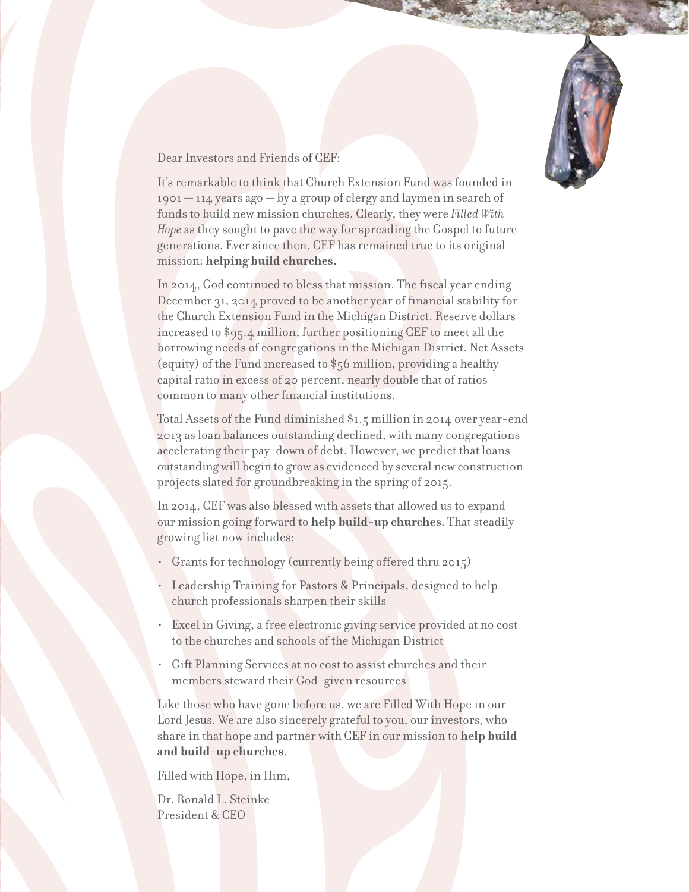Dear Investors and Friends of CEF:

It's remarkable to think that Church Extension Fund was founded in 1901 — 114 years ago — by a group of clergy and laymen in search of funds to build new mission churches. Clearly, they were *Filled With Hope* as they sought to pave the way for spreading the Gospel to future generations. Ever since then, CEF has remained true to its original mission: **helping build churches.**

In 2014, God continued to bless that mission. The fiscal year ending December 31, 2014 proved to be another year of financial stability for the Church Extension Fund in the Michigan District. Reserve dollars increased to $95.4 million, further positioning CEF to meet all the borrowing needs of congregations in the Michigan District. Net Assets (equity) of the Fund increased to $56 million, providing a healthy capital ratio in excess of 20 percent, nearly double that of ratios common to many other financial institutions.

Total Assets of the Fund diminished $1.5 million in 2014 over year-end 2013 as loan balances outstanding declined, with many congregations accelerating their pay-down of debt. However, we predict that loans outstanding will begin to grow as evidenced by several new construction projects slated for groundbreaking in the spring of 2015.

In 2014, CEF was also blessed with assets that allowed us to expand our mission going forward to **help build-up churches**. That steadily growing list now includes:

- Grants for technology (currently being offered thru 2015)
- Leadership Training for Pastors & Principals, designed to help church professionals sharpen their skills
- Excel in Giving, a free electronic giving service provided at no cost to the churches and schools of the Michigan District
- Gift Planning Services at no cost to assist churches and their members steward their God-given resources

Like those who have gone before us, we are Filled With Hope in our Lord Jesus. We are also sincerely grateful to you, our investors, who share in that hope and partner with CEF in our mission to **help build and build-up churches**.

Filled with Hope, in Him,

Dr. Ronald L. Steinke
President & CEO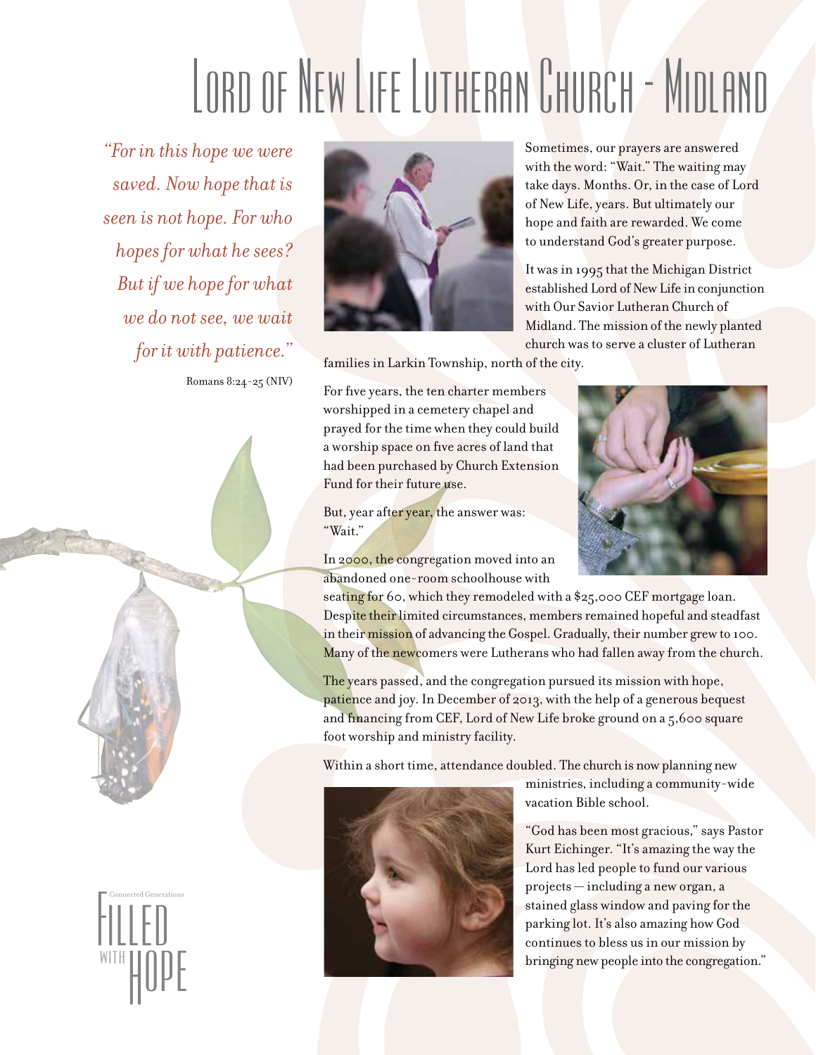# Lord of New Life Lutheran Church - Midland

*"For in this hope we were saved. Now hope that is seen is not hope. For who hopes for what he sees? But if we hope for what we do not see, we wait for it with patience."*

Romans 8:24-25 (NIV)

Sometimes, our prayers are answered with the word: "Wait." The waiting may take days. Months. Or, in the case of Lord of New Life, years. But ultimately our hope and faith are rewarded. We come to understand God's greater purpose.

It was in 1995 that the Michigan District established Lord of New Life in conjunction with Our Savior Lutheran Church of Midland. The mission of the newly planted church was to serve a cluster of Lutheran families in Larkin Township, north of the city.

For five years, the ten charter members worshipped in a cemetery chapel and prayed for the time when they could build a worship space on five acres of land that had been purchased by Church Extension Fund for their future use.

But, year after year, the answer was: "Wait."

In 2000, the congregation moved into an abandoned one-room schoolhouse with seating for 60, which they remodeled with a $25,000 CEF mortgage loan. Despite their limited circumstances, members remained hopeful and steadfast in their mission of advancing the Gospel. Gradually, their number grew to 100. Many of the newcomers were Lutherans who had fallen away from the church.

The years passed, and the congregation pursued its mission with hope, patience and joy. In December of 2013, with the help of a generous bequest and financing from CEF, Lord of New Life broke ground on a 5,600 square foot worship and ministry facility.

Within a short time, attendance doubled. The church is now planning new ministries, including a community-wide vacation Bible school.

"God has been most gracious," says Pastor Kurt Eichinger. "It's amazing the way the Lord has led people to fund our various projects — including a new organ, a stained glass window and paving for the parking lot. It's also amazing how God continues to bless us in our mission by bringing new people into the congregation."

Connected Generations
FILLED WITH HOPE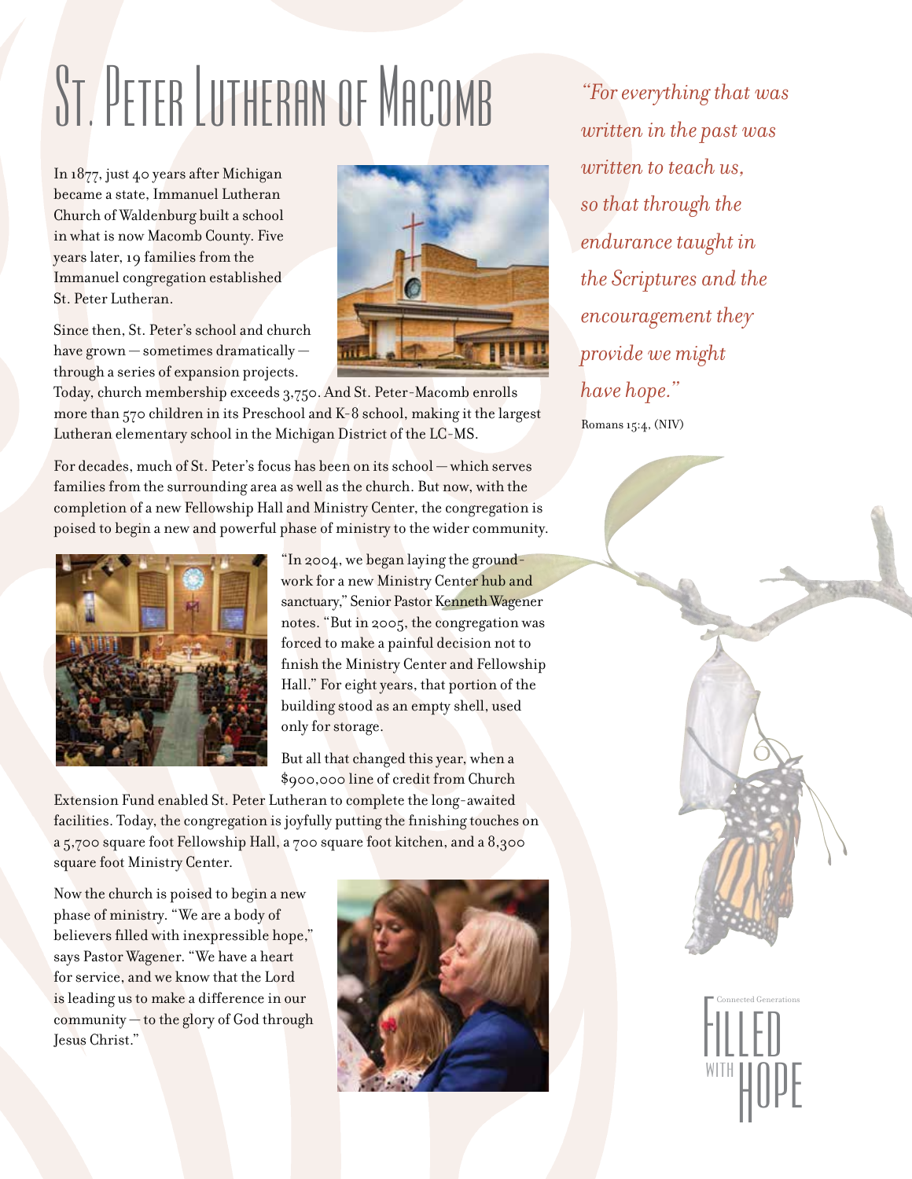# St. Peter Lutheran of Macomb

In 1877, just 40 years after Michigan became a state, Immanuel Lutheran Church of Waldenburg built a school in what is now Macomb County. Five years later, 19 families from the Immanuel congregation established St. Peter Lutheran.

Since then, St. Peter's school and church have grown — sometimes dramatically — through a series of expansion projects. Today, church membership exceeds 3,750. And St. Peter-Macomb enrolls more than 570 children in its Preschool and K-8 school, making it the largest Lutheran elementary school in the Michigan District of the LC-MS.

For decades, much of St. Peter's focus has been on its school — which serves families from the surrounding area as well as the church. But now, with the completion of a new Fellowship Hall and Ministry Center, the congregation is poised to begin a new and powerful phase of ministry to the wider community.

"In 2004, we began laying the groundwork for a new Ministry Center hub and sanctuary," Senior Pastor Kenneth Wagener notes. "But in 2005, the congregation was forced to make a painful decision not to finish the Ministry Center and Fellowship Hall." For eight years, that portion of the building stood as an empty shell, used only for storage.

But all that changed this year, when a $900,000 line of credit from Church Extension Fund enabled St. Peter Lutheran to complete the long-awaited facilities. Today, the congregation is joyfully putting the finishing touches on a 5,700 square foot Fellowship Hall, a 700 square foot kitchen, and a 8,300 square foot Ministry Center.

Now the church is poised to begin a new phase of ministry. "We are a body of believers filled with inexpressible hope," says Pastor Wagener. "We have a heart for service, and we know that the Lord is leading us to make a difference in our community — to the glory of God through Jesus Christ."

*"For everything that was written in the past was written to teach us, so that through the endurance taught in the Scriptures and the encouragement they provide we might have hope."*

Romans 15:4, (NIV)

Connected Generations

Filled with Hope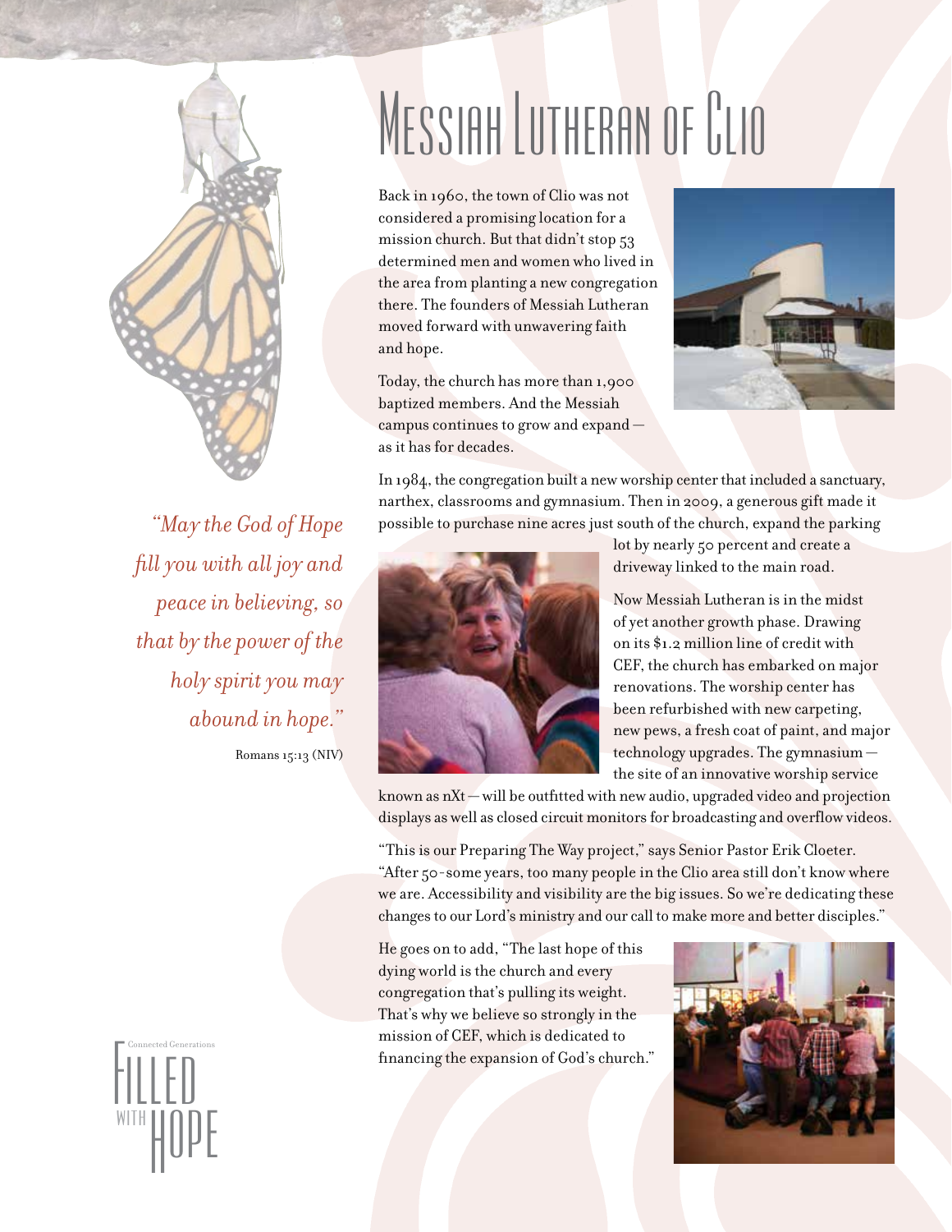# Messiah Lutheran of Clio

Back in 1960, the town of Clio was not considered a promising location for a mission church. But that didn't stop 53 determined men and women who lived in the area from planting a new congregation there. The founders of Messiah Lutheran moved forward with unwavering faith and hope.

Today, the church has more than 1,900 baptized members. And the Messiah campus continues to grow and expand — as it has for decades.

In 1984, the congregation built a new worship center that included a sanctuary, narthex, classrooms and gymnasium. Then in 2009, a generous gift made it possible to purchase nine acres just south of the church, expand the parking lot by nearly 50 percent and create a driveway linked to the main road.

Now Messiah Lutheran is in the midst of yet another growth phase. Drawing on its $1.2 million line of credit with CEF, the church has embarked on major renovations. The worship center has been refurbished with new carpeting, new pews, a fresh coat of paint, and major technology upgrades. The gymnasium — the site of an innovative worship service known as nXt — will be outfitted with new audio, upgraded video and projection displays as well as closed circuit monitors for broadcasting and overflow videos.

"This is our Preparing The Way project," says Senior Pastor Erik Cloeter. "After 50-some years, too many people in the Clio area still don't know where we are. Accessibility and visibility are the big issues. So we're dedicating these changes to our Lord's ministry and our call to make more and better disciples."

He goes on to add, "The last hope of this dying world is the church and every congregation that's pulling its weight. That's why we believe so strongly in the mission of CEF, which is dedicated to financing the expansion of God's church."

*"May the God of Hope fill you with all joy and peace in believing, so that by the power of the holy spirit you may abound in hope."*

Romans 15:13 (NIV)

Connected Generations
FILLED WITH HOPE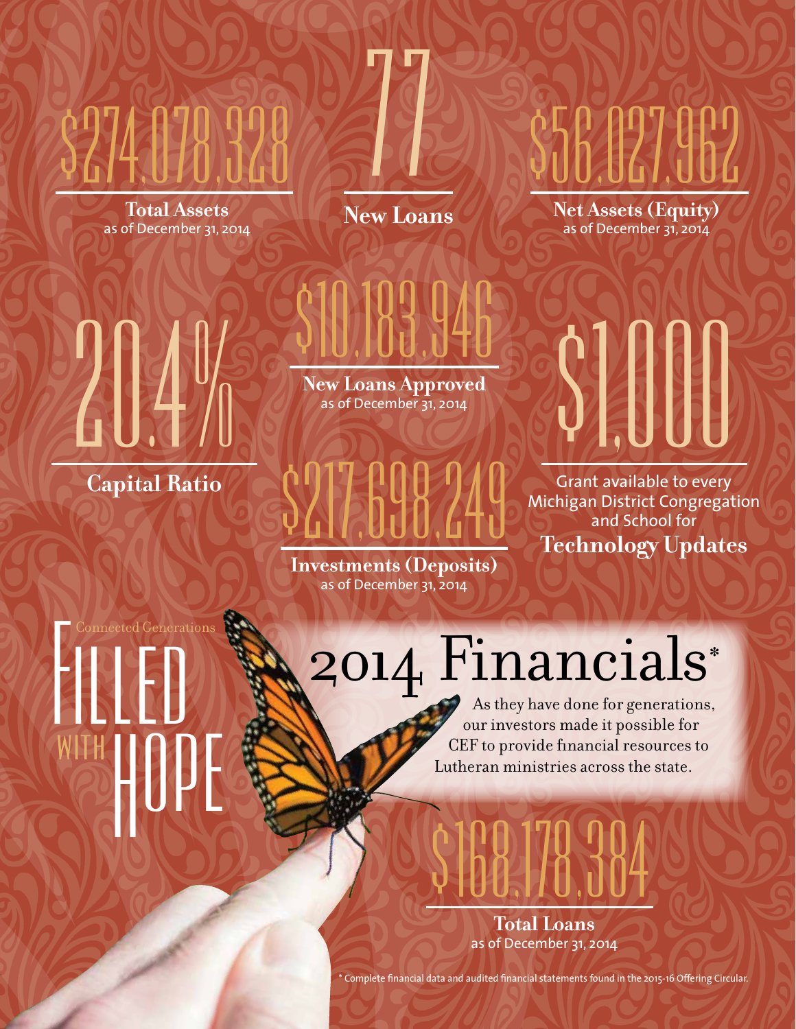$274,078,328

**Total Assets**
as of December 31, 2014

77

**New Loans**

$56,027,962

**Net Assets (Equity)**
as of December 31, 2014

20.4%

**Capital Ratio**

$10,183,946

**New Loans Approved**
as of December 31, 2014

$1,000

Grant available to every Michigan District Congregation and School for
**Technology Updates**

$217,698,249

**Investments (Deposits)**
as of December 31, 2014

Connected Generations

# FILLED WITH HOPE

# 2014 Financials*

As they have done for generations, our investors made it possible for CEF to provide financial resources to Lutheran ministries across the state.

$168,178,384

**Total Loans**
as of December 31, 2014

* Complete financial data and audited financial statements found in the 2015-16 Offering Circular.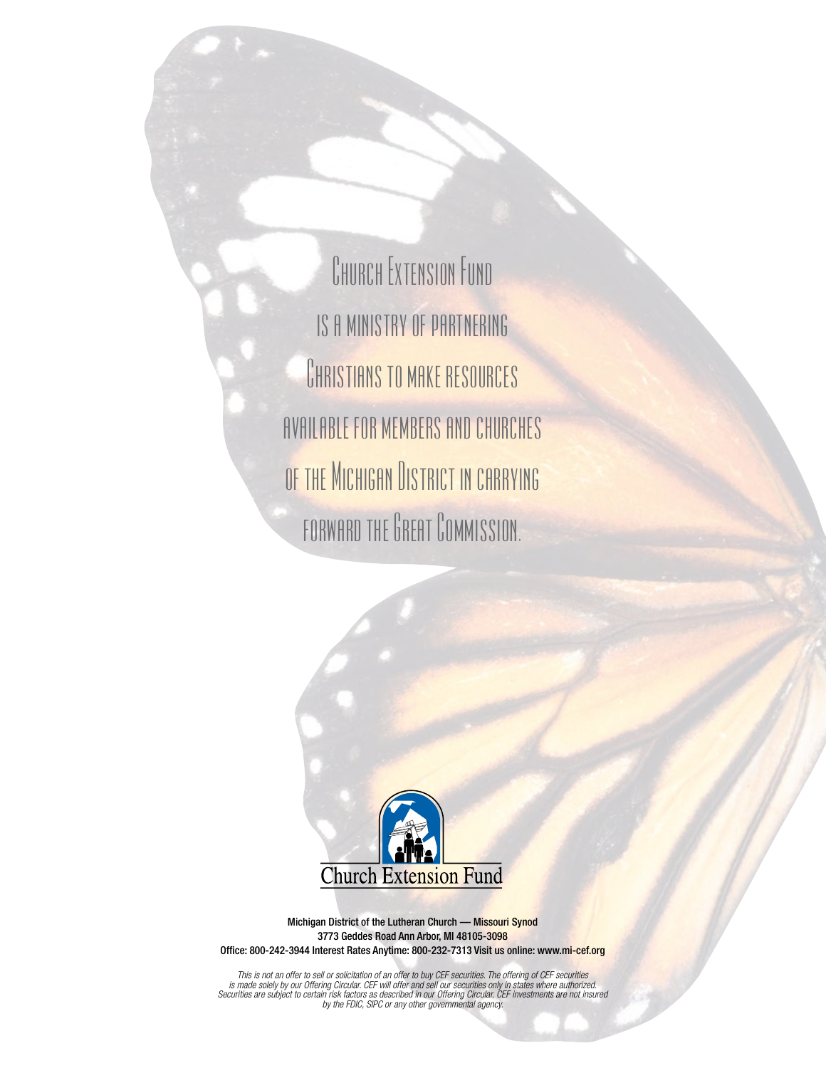Church Extension Fund is a ministry of partnering Christians to make resources available for members and churches of the Michigan District in carrying forward the Great Commission.

Church Extension Fund

Michigan District of the Lutheran Church — Missouri Synod
3773 Geddes Road Ann Arbor, MI 48105-3098
Office: 800-242-3944 Interest Rates Anytime: 800-232-7313 Visit us online: www.mi-cef.org

*This is not an offer to sell or solicitation of an offer to buy CEF securities. The offering of CEF securities is made solely by our Offering Circular. CEF will offer and sell our securities only in states where authorized. Securities are subject to certain risk factors as described in our Offering Circular. CEF investments are not insured by the FDIC, SIPC or any other governmental agency.*